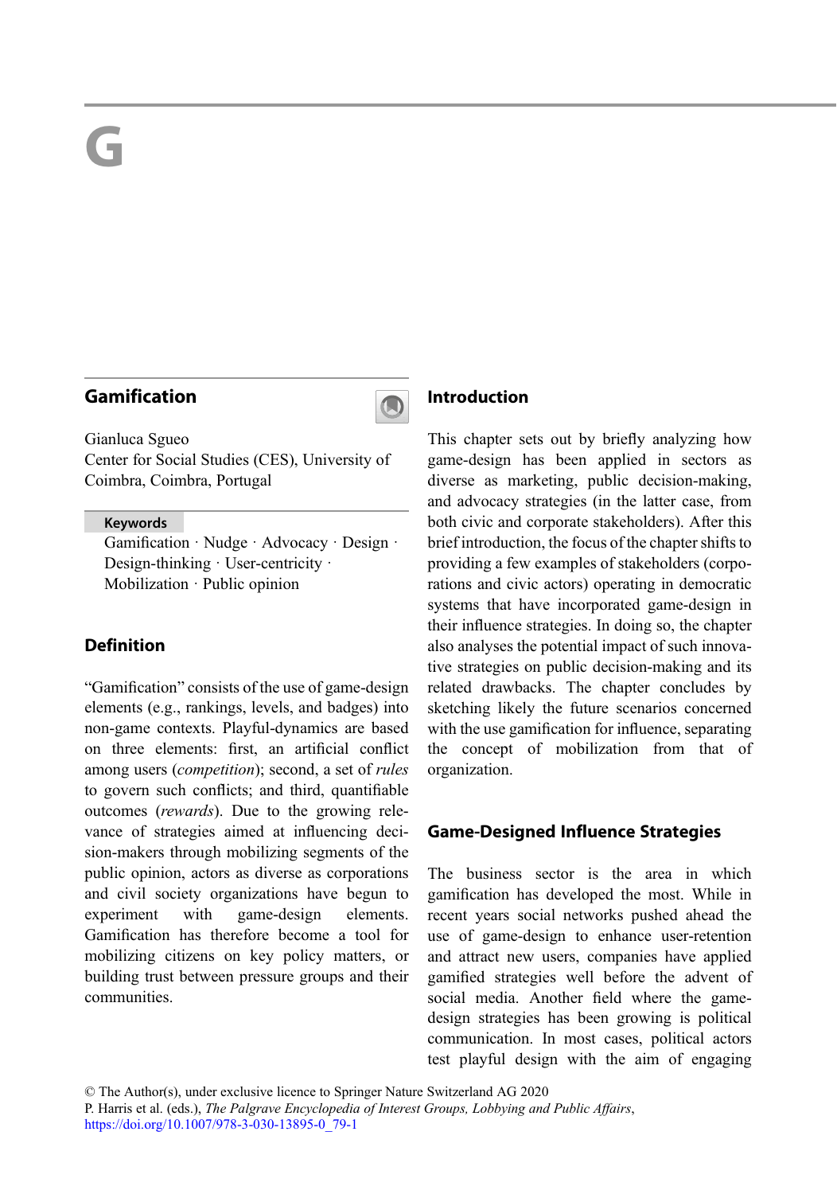# G

## Gamification

Gianluca Sgueo
Center for Social Studies (CES), University of Coimbra, Coimbra, Portugal

**Keywords**

Gamification · Nudge · Advocacy · Design · Design-thinking · User-centricity · Mobilization · Public opinion

## Definition

"Gamification" consists of the use of game-design elements (e.g., rankings, levels, and badges) into non-game contexts. Playful-dynamics are based on three elements: first, an artificial conflict among users (*competition*); second, a set of *rules* to govern such conflicts; and third, quantifiable outcomes (*rewards*). Due to the growing relevance of strategies aimed at influencing decision-makers through mobilizing segments of the public opinion, actors as diverse as corporations and civil society organizations have begun to experiment with game-design elements. Gamification has therefore become a tool for mobilizing citizens on key policy matters, or building trust between pressure groups and their communities.

## Introduction

This chapter sets out by briefly analyzing how game-design has been applied in sectors as diverse as marketing, public decision-making, and advocacy strategies (in the latter case, from both civic and corporate stakeholders). After this brief introduction, the focus of the chapter shifts to providing a few examples of stakeholders (corporations and civic actors) operating in democratic systems that have incorporated game-design in their influence strategies. In doing so, the chapter also analyses the potential impact of such innovative strategies on public decision-making and its related drawbacks. The chapter concludes by sketching likely the future scenarios concerned with the use gamification for influence, separating the concept of mobilization from that of organization.

## Game-Designed Influence Strategies

The business sector is the area in which gamification has developed the most. While in recent years social networks pushed ahead the use of game-design to enhance user-retention and attract new users, companies have applied gamified strategies well before the advent of social media. Another field where the game-design strategies has been growing is political communication. In most cases, political actors test playful design with the aim of engaging

© The Author(s), under exclusive licence to Springer Nature Switzerland AG 2020
P. Harris et al. (eds.), *The Palgrave Encyclopedia of Interest Groups, Lobbying and Public Affairs*,
https://doi.org/10.1007/978-3-030-13895-0_79-1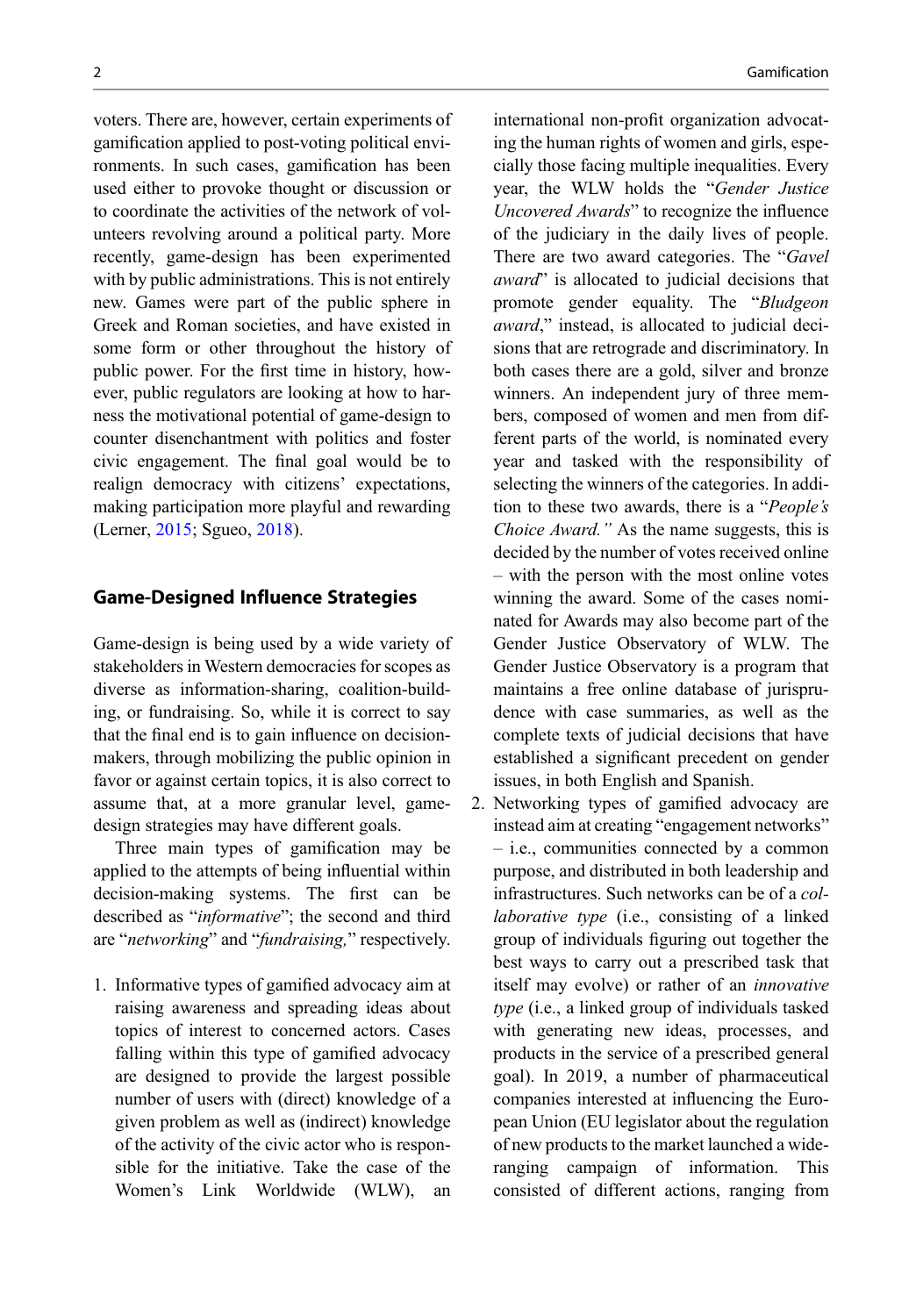voters. There are, however, certain experiments of gamification applied to post-voting political environments. In such cases, gamification has been used either to provoke thought or discussion or to coordinate the activities of the network of volunteers revolving around a political party. More recently, game-design has been experimented with by public administrations. This is not entirely new. Games were part of the public sphere in Greek and Roman societies, and have existed in some form or other throughout the history of public power. For the first time in history, however, public regulators are looking at how to harness the motivational potential of game-design to counter disenchantment with politics and foster civic engagement. The final goal would be to realign democracy with citizens' expectations, making participation more playful and rewarding (Lerner, 2015; Sgueo, 2018).

## Game-Designed Influence Strategies

Game-design is being used by a wide variety of stakeholders in Western democracies for scopes as diverse as information-sharing, coalition-building, or fundraising. So, while it is correct to say that the final end is to gain influence on decision-makers, through mobilizing the public opinion in favor or against certain topics, it is also correct to assume that, at a more granular level, game-design strategies may have different goals.

Three main types of gamification may be applied to the attempts of being influential within decision-making systems. The first can be described as "*informative*"; the second and third are "*networking*" and "*fundraising,*" respectively.

1. Informative types of gamified advocacy aim at raising awareness and spreading ideas about topics of interest to concerned actors. Cases falling within this type of gamified advocacy are designed to provide the largest possible number of users with (direct) knowledge of a given problem as well as (indirect) knowledge of the activity of the civic actor who is responsible for the initiative. Take the case of the Women's Link Worldwide (WLW), an international non-profit organization advocating the human rights of women and girls, especially those facing multiple inequalities. Every year, the WLW holds the "*Gender Justice Uncovered Awards*" to recognize the influence of the judiciary in the daily lives of people. There are two award categories. The "*Gavel award*" is allocated to judicial decisions that promote gender equality. The "*Bludgeon award*," instead, is allocated to judicial decisions that are retrograde and discriminatory. In both cases there are a gold, silver and bronze winners. An independent jury of three members, composed of women and men from different parts of the world, is nominated every year and tasked with the responsibility of selecting the winners of the categories. In addition to these two awards, there is a "*People's Choice Award.*" As the name suggests, this is decided by the number of votes received online – with the person with the most online votes winning the award. Some of the cases nominated for Awards may also become part of the Gender Justice Observatory of WLW. The Gender Justice Observatory is a program that maintains a free online database of jurisprudence with case summaries, as well as the complete texts of judicial decisions that have established a significant precedent on gender issues, in both English and Spanish.
2. Networking types of gamified advocacy are instead aim at creating "engagement networks" – i.e., communities connected by a common purpose, and distributed in both leadership and infrastructures. Such networks can be of a *collaborative type* (i.e., consisting of a linked group of individuals figuring out together the best ways to carry out a prescribed task that itself may evolve) or rather of an *innovative type* (i.e., a linked group of individuals tasked with generating new ideas, processes, and products in the service of a prescribed general goal). In 2019, a number of pharmaceutical companies interested at influencing the European Union (EU legislator about the regulation of new products to the market launched a wide-ranging campaign of information. This consisted of different actions, ranging from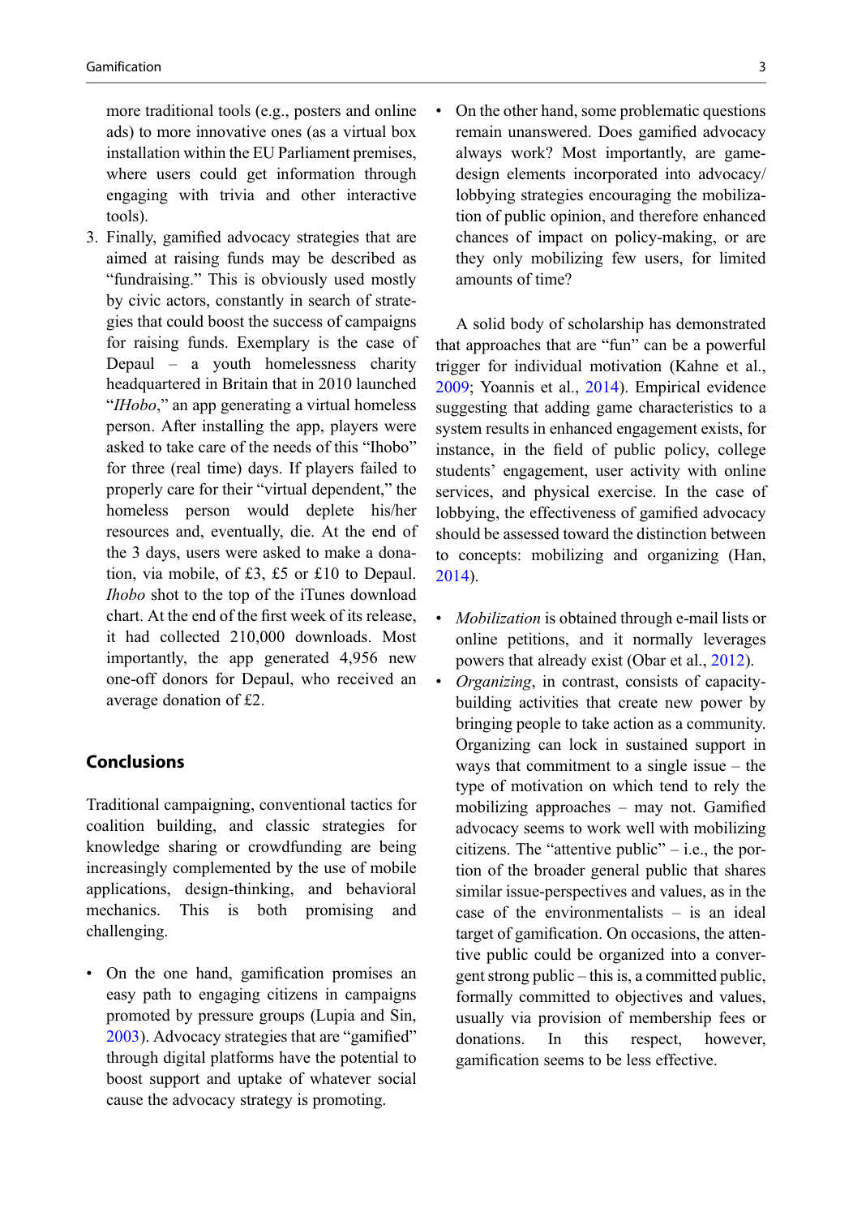more traditional tools (e.g., posters and online ads) to more innovative ones (as a virtual box installation within the EU Parliament premises, where users could get information through engaging with trivia and other interactive tools).

3. Finally, gamified advocacy strategies that are aimed at raising funds may be described as "fundraising." This is obviously used mostly by civic actors, constantly in search of strategies that could boost the success of campaigns for raising funds. Exemplary is the case of Depaul – a youth homelessness charity headquartered in Britain that in 2010 launched "*IHobo*," an app generating a virtual homeless person. After installing the app, players were asked to take care of the needs of this "Ihobo" for three (real time) days. If players failed to properly care for their "virtual dependent," the homeless person would deplete his/her resources and, eventually, die. At the end of the 3 days, users were asked to make a donation, via mobile, of £3, £5 or £10 to Depaul. *Ihobo* shot to the top of the iTunes download chart. At the end of the first week of its release, it had collected 210,000 downloads. Most importantly, the app generated 4,956 new one-off donors for Depaul, who received an average donation of £2.

## Conclusions

Traditional campaigning, conventional tactics for coalition building, and classic strategies for knowledge sharing or crowdfunding are being increasingly complemented by the use of mobile applications, design-thinking, and behavioral mechanics. This is both promising and challenging.

- On the one hand, gamification promises an easy path to engaging citizens in campaigns promoted by pressure groups (Lupia and Sin, 2003). Advocacy strategies that are "gamified" through digital platforms have the potential to boost support and uptake of whatever social cause the advocacy strategy is promoting.
- On the other hand, some problematic questions remain unanswered. Does gamified advocacy always work? Most importantly, are game-design elements incorporated into advocacy/lobbying strategies encouraging the mobilization of public opinion, and therefore enhanced chances of impact on policy-making, or are they only mobilizing few users, for limited amounts of time?

A solid body of scholarship has demonstrated that approaches that are "fun" can be a powerful trigger for individual motivation (Kahne et al., 2009; Yoannis et al., 2014). Empirical evidence suggesting that adding game characteristics to a system results in enhanced engagement exists, for instance, in the field of public policy, college students' engagement, user activity with online services, and physical exercise. In the case of lobbying, the effectiveness of gamified advocacy should be assessed toward the distinction between to concepts: mobilizing and organizing (Han, 2014).

- *Mobilization* is obtained through e-mail lists or online petitions, and it normally leverages powers that already exist (Obar et al., 2012).
- *Organizing*, in contrast, consists of capacity-building activities that create new power by bringing people to take action as a community. Organizing can lock in sustained support in ways that commitment to a single issue – the type of motivation on which tend to rely the mobilizing approaches – may not. Gamified advocacy seems to work well with mobilizing citizens. The "attentive public" – i.e., the portion of the broader general public that shares similar issue-perspectives and values, as in the case of the environmentalists – is an ideal target of gamification. On occasions, the attentive public could be organized into a convergent strong public – this is, a committed public, formally committed to objectives and values, usually via provision of membership fees or donations. In this respect, however, gamification seems to be less effective.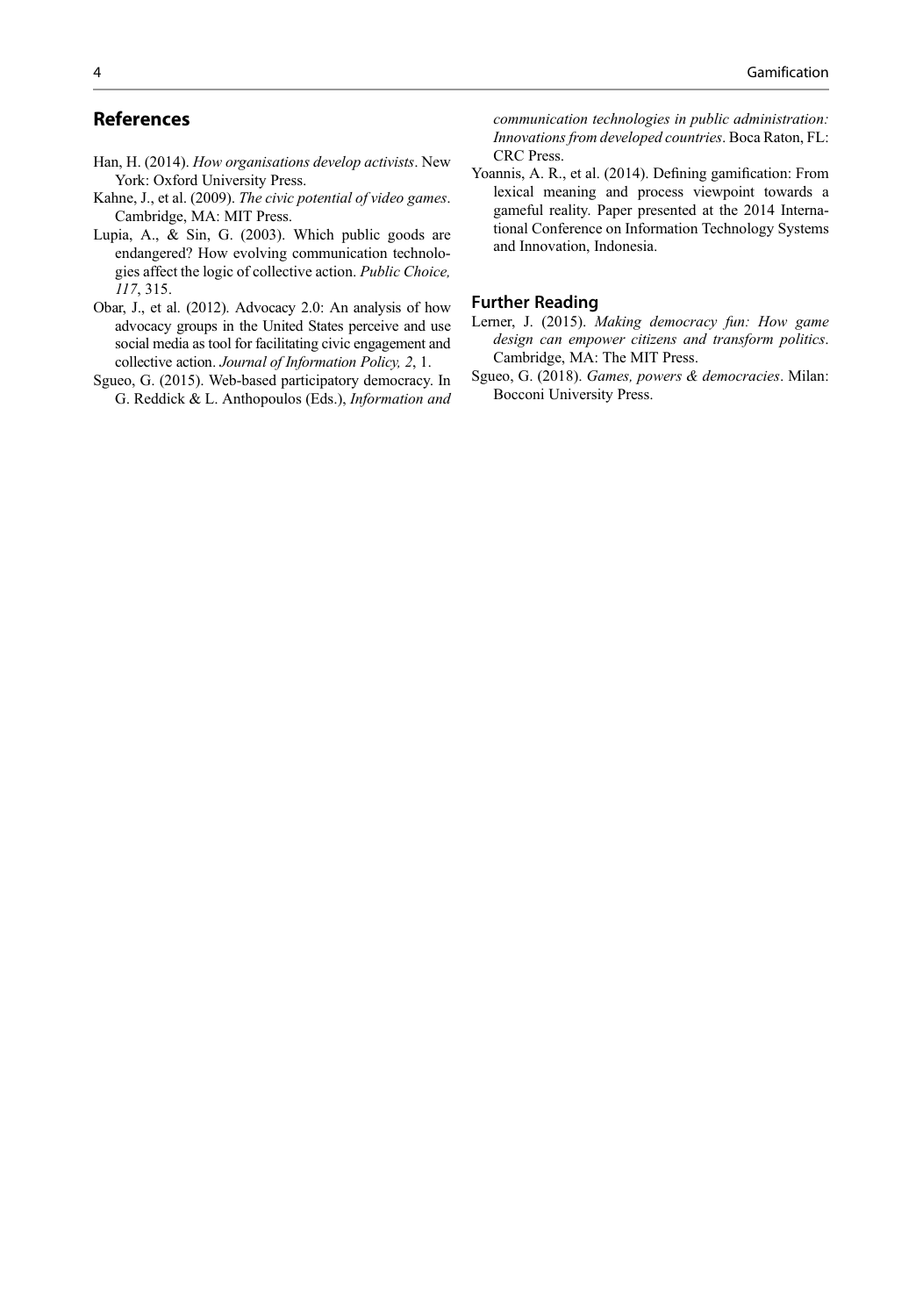## References

Han, H. (2014). *How organisations develop activists*. New York: Oxford University Press.

Kahne, J., et al. (2009). *The civic potential of video games*. Cambridge, MA: MIT Press.

Lupia, A., & Sin, G. (2003). Which public goods are endangered? How evolving communication technologies affect the logic of collective action. *Public Choice, 117*, 315.

Obar, J., et al. (2012). Advocacy 2.0: An analysis of how advocacy groups in the United States perceive and use social media as tool for facilitating civic engagement and collective action. *Journal of Information Policy, 2*, 1.

Sgueo, G. (2015). Web-based participatory democracy. In G. Reddick & L. Anthopoulos (Eds.), *Information and communication technologies in public administration: Innovations from developed countries*. Boca Raton, FL: CRC Press.

Yoannis, A. R., et al. (2014). Defining gamification: From lexical meaning and process viewpoint towards a gameful reality. Paper presented at the 2014 International Conference on Information Technology Systems and Innovation, Indonesia.

## Further Reading

Lerner, J. (2015). *Making democracy fun: How game design can empower citizens and transform politics*. Cambridge, MA: The MIT Press.

Sgueo, G. (2018). *Games, powers & democracies*. Milan: Bocconi University Press.